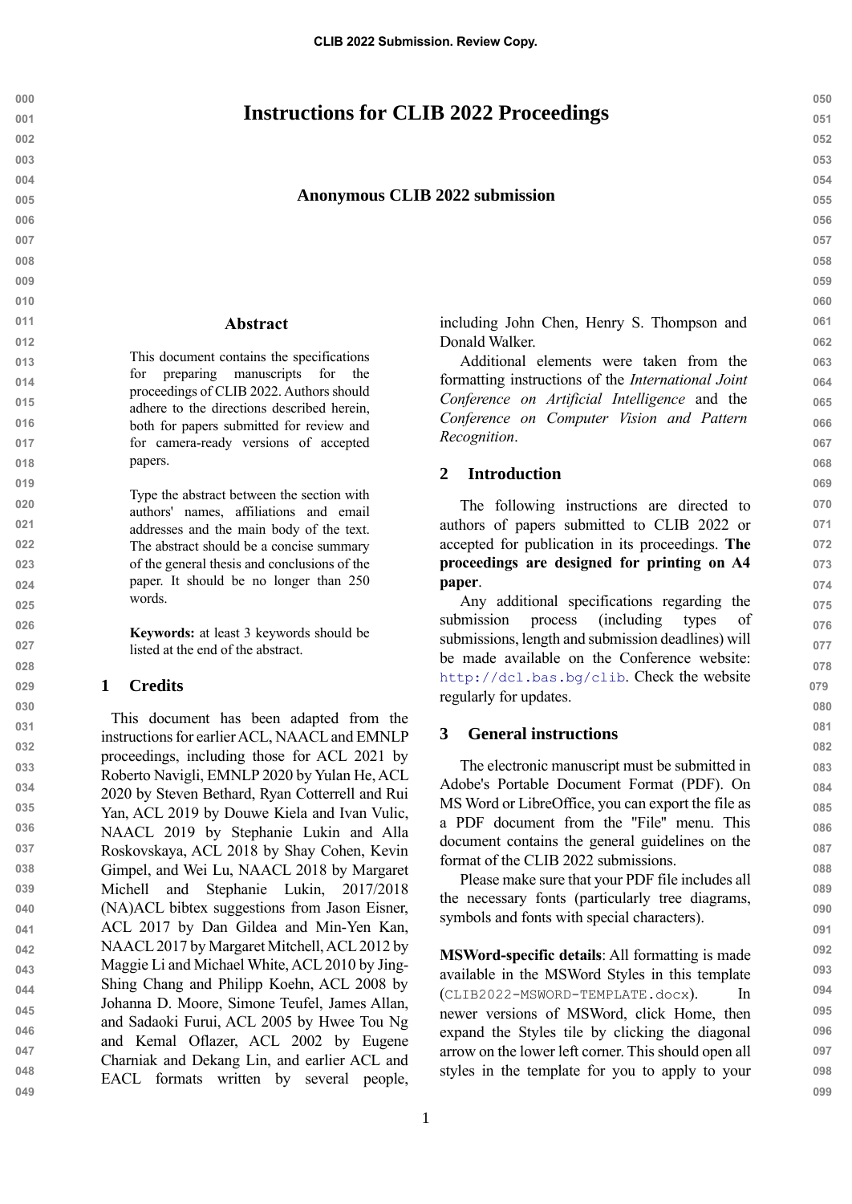# Instructions for CLIB 2022 Proceedings

**Anonymous CLIB 2022 submission**

## Abstract

This document contains the specifications for preparing manuscripts for the proceedings of CLIB 2022. Authors should adhere to the directions described herein, both for papers submitted for review and for camera-ready versions of accepted papers.

Type the abstract between the section with authors' names, affiliations and email addresses and the main body of the text. The abstract should be a concise summary of the general thesis and conclusions of the paper. It should be no longer than 250 words.

**Keywords:** at least 3 keywords should be listed at the end of the abstract.

## 1 Credits

This document has been adapted from the instructions for earlier ACL, NAACL and EMNLP proceedings, including those for ACL 2021 by Roberto Navigli, EMNLP 2020 by Yulan He, ACL 2020 by Steven Bethard, Ryan Cotterell and Rui Yan, ACL 2019 by Douwe Kiela and Ivan Vulic, NAACL 2019 by Stephanie Lukin and Alla Roskovskaya, ACL 2018 by Shay Cohen, Kevin Gimpel, and Wei Lu, NAACL 2018 by Margaret Michell and Stephanie Lukin, 2017/2018 (NA)ACL bibtex suggestions from Jason Eisner, ACL 2017 by Dan Gildea and Min-Yen Kan, NAACL 2017 by Margaret Mitchell, ACL 2012 by Maggie Li and Michael White, ACL 2010 by Jing-Shing Chang and Philipp Koehn, ACL 2008 by Johanna D. Moore, Simone Teufel, James Allan, and Sadaoki Furui, ACL 2005 by Hwee Tou Ng and Kemal Oflazer, ACL 2002 by Eugene Charniak and Dekang Lin, and earlier ACL and EACL formats written by several people, including John Chen, Henry S. Thompson and Donald Walker.

Additional elements were taken from the formatting instructions of the *International Joint Conference on Artificial Intelligence* and the *Conference on Computer Vision and Pattern Recognition*.

## 2 Introduction

The following instructions are directed to authors of papers submitted to CLIB 2022 or accepted for publication in its proceedings. **The proceedings are designed for printing on A4 paper**.

Any additional specifications regarding the submission process (including types of submissions, length and submission deadlines) will be made available on the Conference website: http://dcl.bas.bg/clib. Check the website regularly for updates.

## 3 General instructions

The electronic manuscript must be submitted in Adobe's Portable Document Format (PDF). On MS Word or LibreOffice, you can export the file as a PDF document from the "File" menu. This document contains the general guidelines on the format of the CLIB 2022 submissions.

Please make sure that your PDF file includes all the necessary fonts (particularly tree diagrams, symbols and fonts with special characters).

**MSWord-specific details**: All formatting is made available in the MSWord Styles in this template (`CLIB2022-MSWORD-TEMPLATE.docx`). In newer versions of MSWord, click Home, then expand the Styles tile by clicking the diagonal arrow on the lower left corner. This should open all styles in the template for you to apply to your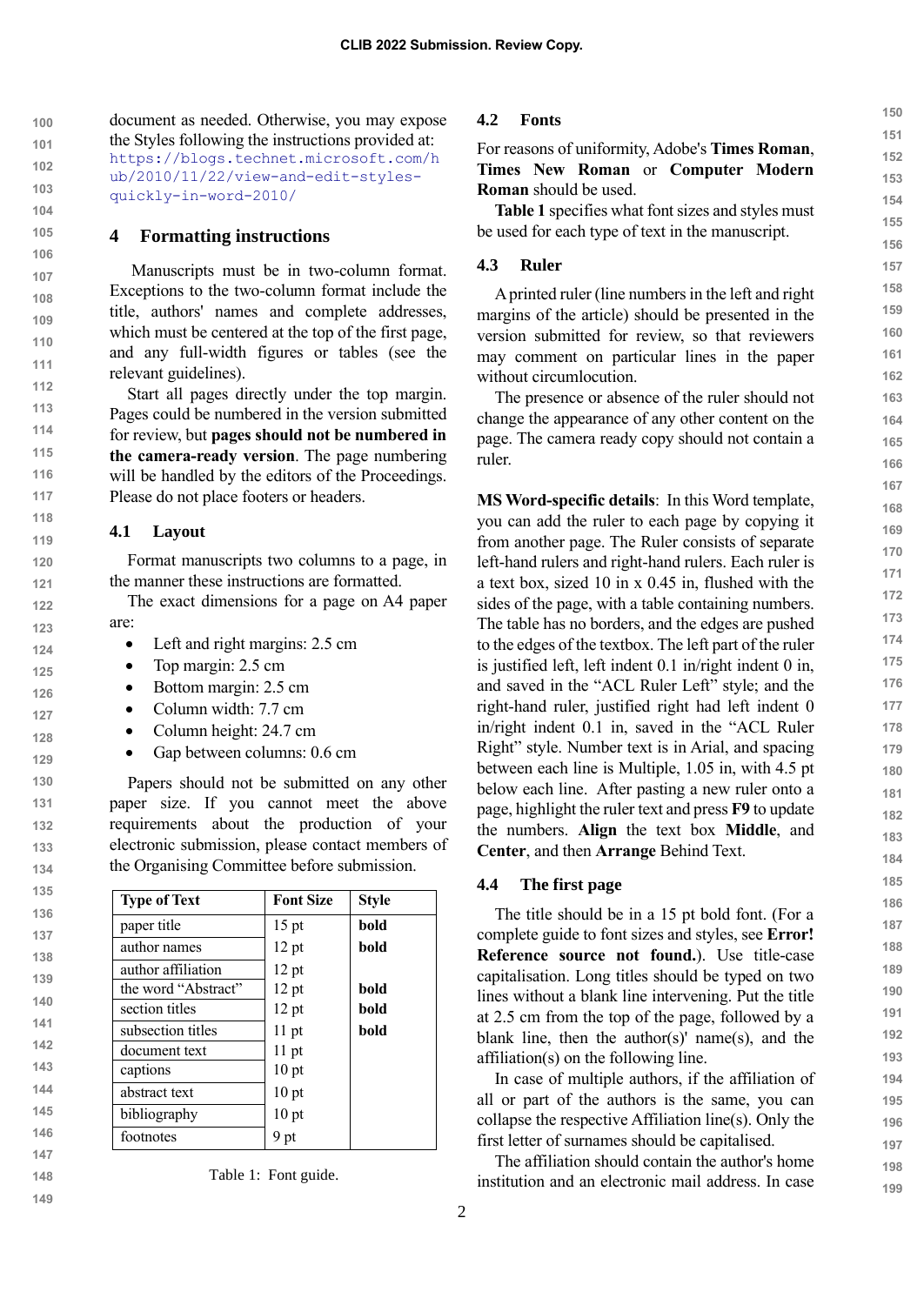document as needed. Otherwise, you may expose the Styles following the instructions provided at: https://blogs.technet.microsoft.com/hub/2010/11/22/view-and-edit-styles-quickly-in-word-2010/

## 4 Formatting instructions

Manuscripts must be in two-column format. Exceptions to the two-column format include the title, authors' names and complete addresses, which must be centered at the top of the first page, and any full-width figures or tables (see the relevant guidelines).

Start all pages directly under the top margin. Pages could be numbered in the version submitted for review, but **pages should not be numbered in the camera-ready version**. The page numbering will be handled by the editors of the Proceedings. Please do not place footers or headers.

### 4.1 Layout

Format manuscripts two columns to a page, in the manner these instructions are formatted.

The exact dimensions for a page on A4 paper are:

- Left and right margins: 2.5 cm
- Top margin: 2.5 cm
- Bottom margin: 2.5 cm
- Column width: 7.7 cm
- Column height: 24.7 cm
- Gap between columns: 0.6 cm

Papers should not be submitted on any other paper size. If you cannot meet the above requirements about the production of your electronic submission, please contact members of the Organising Committee before submission.

| Type of Text | Font Size | Style |
|---|---|---|
| paper title | 15 pt | bold |
| author names | 12 pt | bold |
| author affiliation | 12 pt | |
| the word "Abstract" | 12 pt | bold |
| section titles | 12 pt | bold |
| subsection titles | 11 pt | bold |
| document text | 11 pt | |
| captions | 10 pt | |
| abstract text | 10 pt | |
| bibliography | 10 pt | |
| footnotes | 9 pt | |

Table 1: Font guide.

### 4.2 Fonts

For reasons of uniformity, Adobe's **Times Roman**, **Times New Roman** or **Computer Modern Roman** should be used.

**Table 1** specifies what font sizes and styles must be used for each type of text in the manuscript.

### 4.3 Ruler

A printed ruler (line numbers in the left and right margins of the article) should be presented in the version submitted for review, so that reviewers may comment on particular lines in the paper without circumlocution.

The presence or absence of the ruler should not change the appearance of any other content on the page. The camera ready copy should not contain a ruler.

**MS Word-specific details**: In this Word template, you can add the ruler to each page by copying it from another page. The Ruler consists of separate left-hand rulers and right-hand rulers. Each ruler is a text box, sized 10 in x 0.45 in, flushed with the sides of the page, with a table containing numbers. The table has no borders, and the edges are pushed to the edges of the textbox. The left part of the ruler is justified left, left indent 0.1 in/right indent 0 in, and saved in the "ACL Ruler Left" style; and the right-hand ruler, justified right had left indent 0 in/right indent 0.1 in, saved in the "ACL Ruler Right" style. Number text is in Arial, and spacing between each line is Multiple, 1.05 in, with 4.5 pt below each line. After pasting a new ruler onto a page, highlight the ruler text and press **F9** to update the numbers. **Align** the text box **Middle**, and **Center**, and then **Arrange** Behind Text.

### 4.4 The first page

The title should be in a 15 pt bold font. (For a complete guide to font sizes and styles, see **Error! Reference source not found.**). Use title-case capitalisation. Long titles should be typed on two lines without a blank line intervening. Put the title at 2.5 cm from the top of the page, followed by a blank line, then the author(s)' name(s), and the affiliation(s) on the following line.

In case of multiple authors, if the affiliation of all or part of the authors is the same, you can collapse the respective Affiliation line(s). Only the first letter of surnames should be capitalised.

The affiliation should contain the author's home institution and an electronic mail address. In case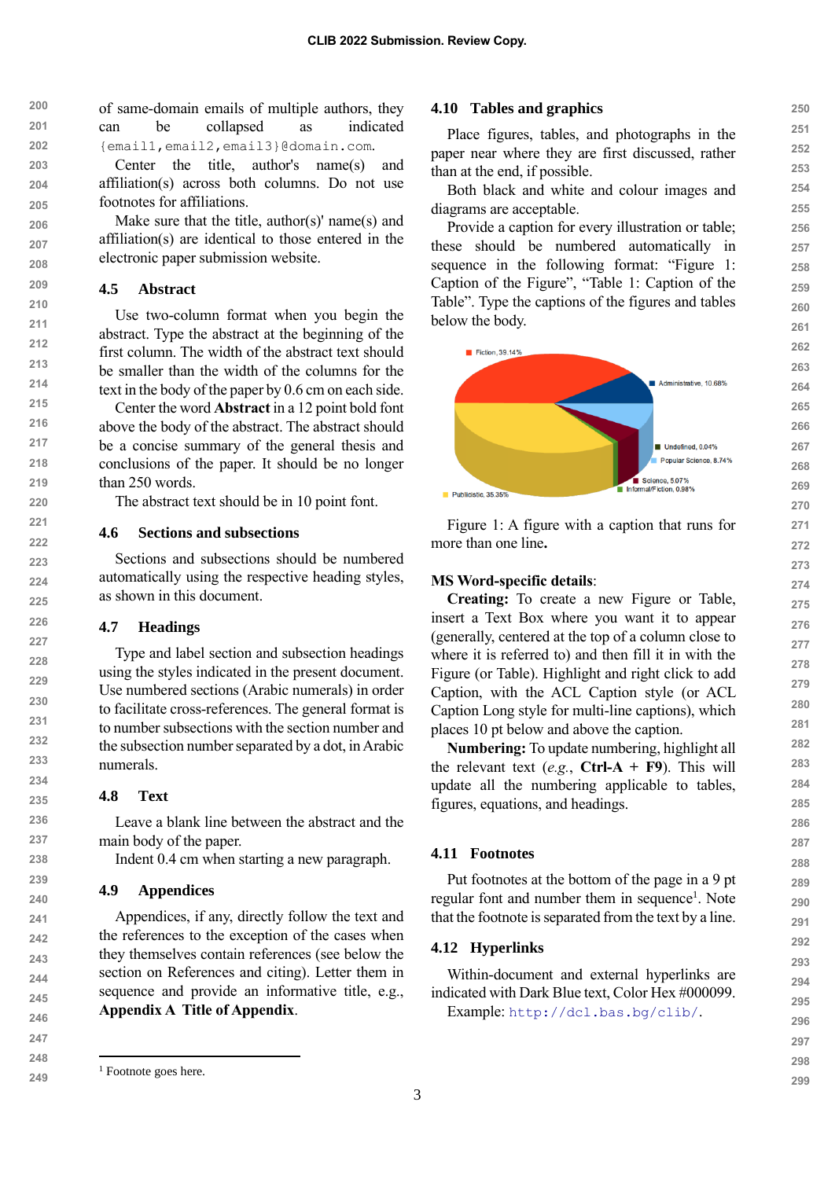of same-domain emails of multiple authors, they can be collapsed as indicated `{email1,email2,email3}@domain.com`.

Center the title, author's name(s) and affiliation(s) across both columns. Do not use footnotes for affiliations.

Make sure that the title, author(s)' name(s) and affiliation(s) are identical to those entered in the electronic paper submission website.

### 4.5 Abstract

Use two-column format when you begin the abstract. Type the abstract at the beginning of the first column. The width of the abstract text should be smaller than the width of the columns for the text in the body of the paper by 0.6 cm on each side.

Center the word **Abstract** in a 12 point bold font above the body of the abstract. The abstract should be a concise summary of the general thesis and conclusions of the paper. It should be no longer than 250 words.

The abstract text should be in 10 point font.

### 4.6 Sections and subsections

Sections and subsections should be numbered automatically using the respective heading styles, as shown in this document.

### 4.7 Headings

Type and label section and subsection headings using the styles indicated in the present document. Use numbered sections (Arabic numerals) in order to facilitate cross-references. The general format is to number subsections with the section number and the subsection number separated by a dot, in Arabic numerals.

### 4.8 Text

Leave a blank line between the abstract and the main body of the paper.

Indent 0.4 cm when starting a new paragraph.

### 4.9 Appendices

Appendices, if any, directly follow the text and the references to the exception of the cases when they themselves contain references (see below the section on References and citing). Letter them in sequence and provide an informative title, e.g., **Appendix A Title of Appendix**.

### 4.10 Tables and graphics

Place figures, tables, and photographs in the paper near where they are first discussed, rather than at the end, if possible.

Both black and white and colour images and diagrams are acceptable.

Provide a caption for every illustration or table; these should be numbered automatically in sequence in the following format: “Figure 1: Caption of the Figure”, “Table 1: Caption of the Table”. Type the captions of the figures and tables below the body.

Figure 1: A figure with a caption that runs for more than one line**.**

**MS Word-specific details**:

**Creating:** To create a new Figure or Table, insert a Text Box where you want it to appear (generally, centered at the top of a column close to where it is referred to) and then fill it in with the Figure (or Table). Highlight and right click to add Caption, with the ACL Caption style (or ACL Caption Long style for multi-line captions), which places 10 pt below and above the caption.

**Numbering:** To update numbering, highlight all the relevant text (*e.g.*, **Ctrl-A** + **F9**). This will update all the numbering applicable to tables, figures, equations, and headings.

### 4.11 Footnotes

Put footnotes at the bottom of the page in a 9 pt regular font and number them in sequence[1]. Note that the footnote is separated from the text by a line.

### 4.12 Hyperlinks

Within-document and external hyperlinks are indicated with Dark Blue text, Color Hex #000099.

Example: `http://dcl.bas.bg/clib/`.

[1] Footnote goes here.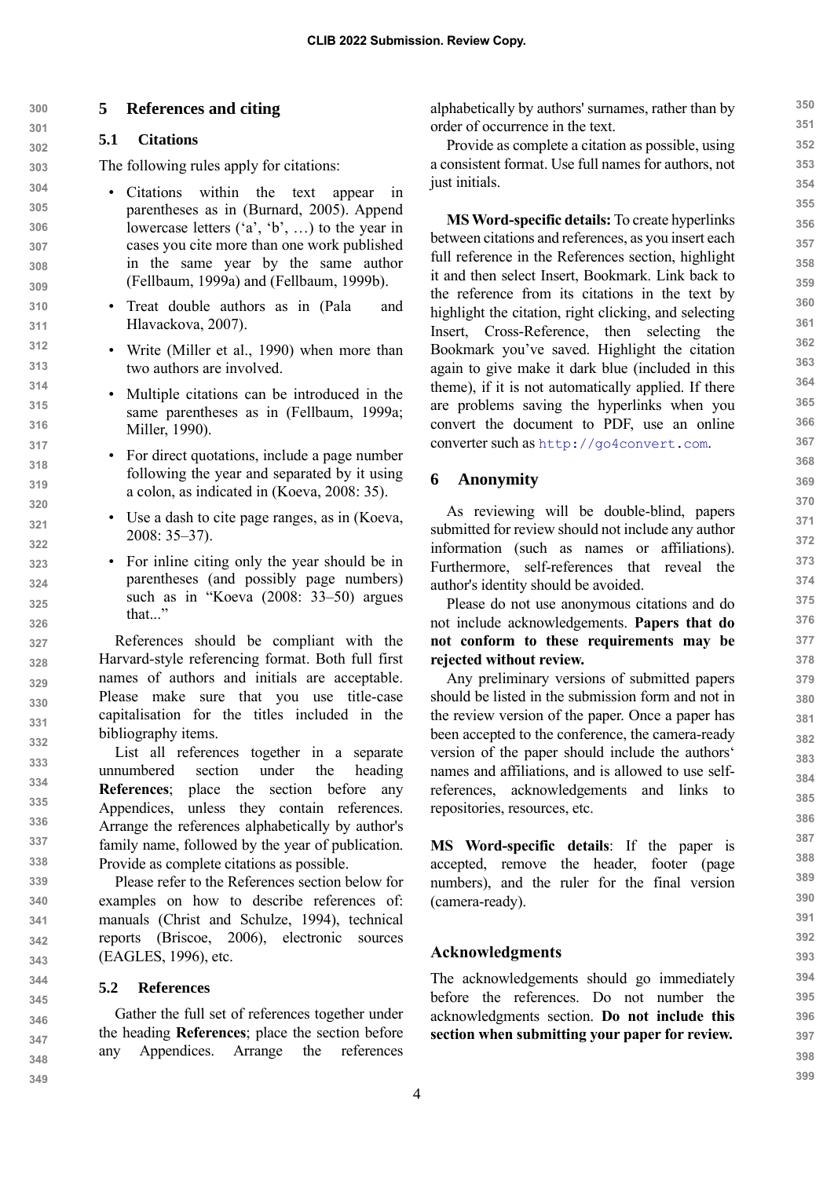## 5 References and citing

### 5.1 Citations

The following rules apply for citations:

- Citations within the text appear in parentheses as in (Burnard, 2005). Append lowercase letters ('a', 'b', …) to the year in cases you cite more than one work published in the same year by the same author (Fellbaum, 1999a) and (Fellbaum, 1999b).
- Treat double authors as in (Pala and Hlavackova, 2007).
- Write (Miller et al., 1990) when more than two authors are involved.
- Multiple citations can be introduced in the same parentheses as in (Fellbaum, 1999a; Miller, 1990).
- For direct quotations, include a page number following the year and separated by it using a colon, as indicated in (Koeva, 2008: 35).
- Use a dash to cite page ranges, as in (Koeva, 2008: 35–37).
- For inline citing only the year should be in parentheses (and possibly page numbers) such as in "Koeva (2008: 33–50) argues that..."

References should be compliant with the Harvard-style referencing format. Both full first names of authors and initials are acceptable. Please make sure that you use title-case capitalisation for the titles included in the bibliography items.

List all references together in a separate unnumbered section under the heading **References**; place the section before any Appendices, unless they contain references. Arrange the references alphabetically by author's family name, followed by the year of publication. Provide as complete citations as possible.

Please refer to the References section below for examples on how to describe references of: manuals (Christ and Schulze, 1994), technical reports (Briscoe, 2006), electronic sources (EAGLES, 1996), etc.

### 5.2 References

Gather the full set of references together under the heading **References**; place the section before any Appendices. Arrange the references alphabetically by authors' surnames, rather than by order of occurrence in the text.

Provide as complete a citation as possible, using a consistent format. Use full names for authors, not just initials.

**MS Word-specific details:** To create hyperlinks between citations and references, as you insert each full reference in the References section, highlight it and then select Insert, Bookmark. Link back to the reference from its citations in the text by highlight the citation, right clicking, and selecting Insert, Cross-Reference, then selecting the Bookmark you've saved. Highlight the citation again to give make it dark blue (included in this theme), if it is not automatically applied. If there are problems saving the hyperlinks when you convert the document to PDF, use an online converter such as http://go4convert.com.

## 6 Anonymity

As reviewing will be double-blind, papers submitted for review should not include any author information (such as names or affiliations). Furthermore, self-references that reveal the author's identity should be avoided.

Please do not use anonymous citations and do not include acknowledgements. **Papers that do not conform to these requirements may be rejected without review.**

Any preliminary versions of submitted papers should be listed in the submission form and not in the review version of the paper. Once a paper has been accepted to the conference, the camera-ready version of the paper should include the authors' names and affiliations, and is allowed to use self-references, acknowledgements and links to repositories, resources, etc.

**MS Word-specific details**: If the paper is accepted, remove the header, footer (page numbers), and the ruler for the final version (camera-ready).

## Acknowledgments

The acknowledgements should go immediately before the references. Do not number the acknowledgments section. **Do not include this section when submitting your paper for review.**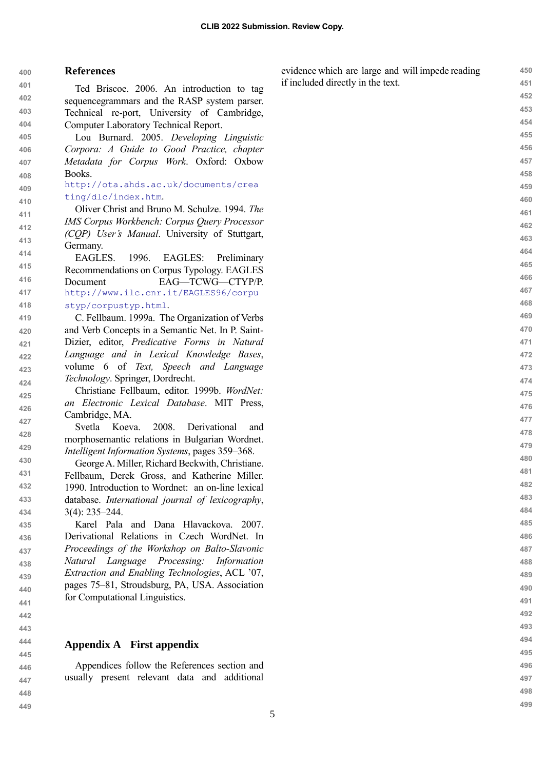## References

Ted Briscoe. 2006. An introduction to tag sequencegrammars and the RASP system parser. Technical re-port, University of Cambridge, Computer Laboratory Technical Report.

Lou Burnard. 2005. *Developing Linguistic Corpora: A Guide to Good Practice, chapter Metadata for Corpus Work*. Oxford: Oxbow Books. http://ota.ahds.ac.uk/documents/creating/dlc/index.htm.

Oliver Christ and Bruno M. Schulze. 1994. *The IMS Corpus Workbench: Corpus Query Processor (CQP) User's Manual*. University of Stuttgart, Germany.

EAGLES. 1996. EAGLES: Preliminary Recommendations on Corpus Typology. EAGLES Document EAG—TCWG—CTYP/P. http://www.ilc.cnr.it/EAGLES96/corpustyp/corpustyp.html.

C. Fellbaum. 1999a. The Organization of Verbs and Verb Concepts in a Semantic Net. In P. Saint-Dizier, editor, *Predicative Forms in Natural Language and in Lexical Knowledge Bases*, volume 6 of *Text, Speech and Language Technology*. Springer, Dordrecht.

Christiane Fellbaum, editor. 1999b. *WordNet: an Electronic Lexical Database*. MIT Press, Cambridge, MA.

Svetla Koeva. 2008. Derivational and morphosemantic relations in Bulgarian Wordnet. *Intelligent Information Systems*, pages 359–368.

George A. Miller, Richard Beckwith, Christiane. Fellbaum, Derek Gross, and Katherine Miller. 1990. Introduction to Wordnet: an on-line lexical database. *International journal of lexicography*, 3(4): 235–244.

Karel Pala and Dana Hlavackova. 2007. Derivational Relations in Czech WordNet. In *Proceedings of the Workshop on Balto-Slavonic Natural Language Processing: Information Extraction and Enabling Technologies*, ACL '07, pages 75–81, Stroudsburg, PA, USA. Association for Computational Linguistics.

## Appendix A First appendix

Appendices follow the References section and usually present relevant data and additional evidence which are large and will impede reading if included directly in the text.